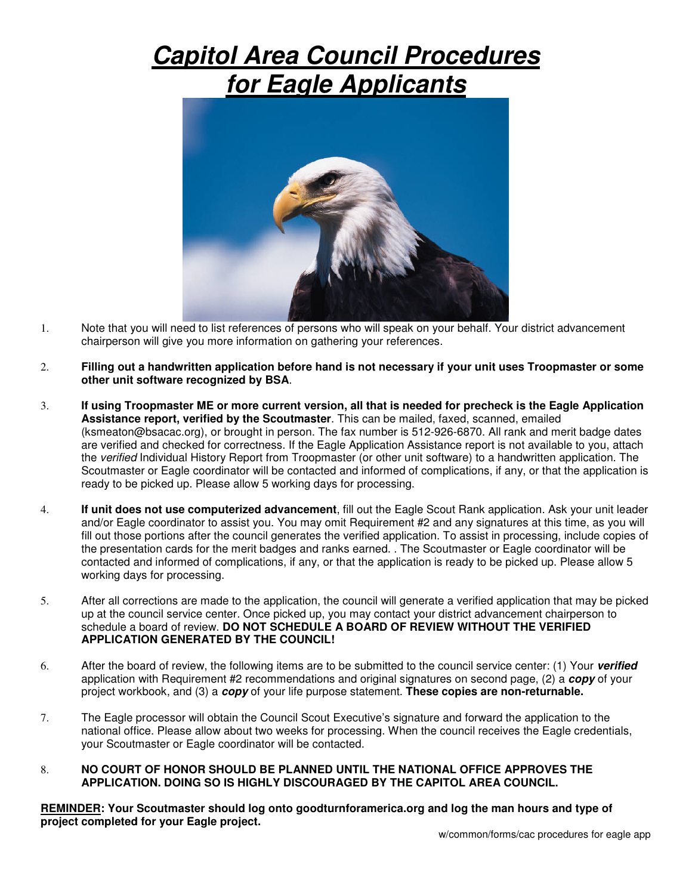# ***Capitol Area Council Procedures for Eagle Applicants***

1. Note that you will need to list references of persons who will speak on your behalf. Your district advancement chairperson will give you more information on gathering your references.

2. **Filling out a handwritten application before hand is not necessary if your unit uses Troopmaster or some other unit software recognized by BSA**.

3. **If using Troopmaster ME or more current version, all that is needed for precheck is the Eagle Application Assistance report, verified by the Scoutmaster**. This can be mailed, faxed, scanned, emailed (ksmeaton@bsacac.org), or brought in person. The fax number is 512-926-6870. All rank and merit badge dates are verified and checked for correctness. If the Eagle Application Assistance report is not available to you, attach the *verified* Individual History Report from Troopmaster (or other unit software) to a handwritten application. The Scoutmaster or Eagle coordinator will be contacted and informed of complications, if any, or that the application is ready to be picked up. Please allow 5 working days for processing.

4. **If unit does not use computerized advancement**, fill out the Eagle Scout Rank application. Ask your unit leader and/or Eagle coordinator to assist you. You may omit Requirement #2 and any signatures at this time, as you will fill out those portions after the council generates the verified application. To assist in processing, include copies of the presentation cards for the merit badges and ranks earned. . The Scoutmaster or Eagle coordinator will be contacted and informed of complications, if any, or that the application is ready to be picked up. Please allow 5 working days for processing.

5. After all corrections are made to the application, the council will generate a verified application that may be picked up at the council service center. Once picked up, you may contact your district advancement chairperson to schedule a board of review. **DO NOT SCHEDULE A BOARD OF REVIEW WITHOUT THE VERIFIED APPLICATION GENERATED BY THE COUNCIL!**

6. After the board of review, the following items are to be submitted to the council service center: (1) Your ***verified*** application with Requirement #2 recommendations and original signatures on second page, (2) a ***copy*** of your project workbook, and (3) a ***copy*** of your life purpose statement. **These copies are non-returnable.**

7. The Eagle processor will obtain the Council Scout Executive's signature and forward the application to the national office. Please allow about two weeks for processing. When the council receives the Eagle credentials, your Scoutmaster or Eagle coordinator will be contacted.

8. **NO COURT OF HONOR SHOULD BE PLANNED UNTIL THE NATIONAL OFFICE APPROVES THE APPLICATION. DOING SO IS HIGHLY DISCOURAGED BY THE CAPITOL AREA COUNCIL.**

**REMINDER: Your Scoutmaster should log onto goodturnforamerica.org and log the man hours and type of project completed for your Eagle project.**

w/common/forms/cac procedures for eagle app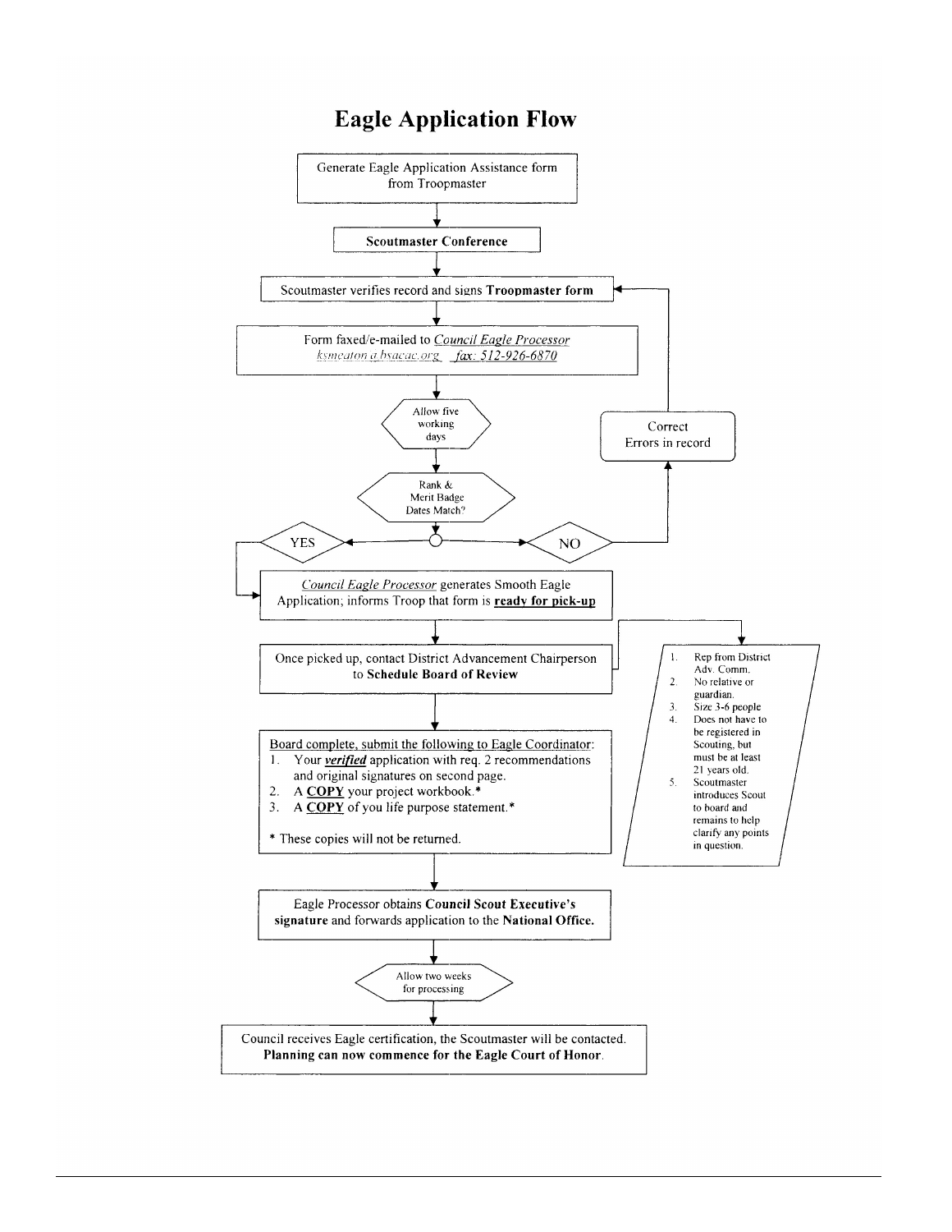# Eagle Application Flow

Generate Eagle Application Assistance form from Troopmaster

**Scoutmaster Conference**

Scoutmaster verifies record and signs **Troopmaster form**

Form faxed/e-mailed to *Council Eagle Processor*
*ksmeaton@bsacac.org fax: 512-926-6870*

Allow five working days

Rank & Merit Badge Dates Match?

YES

NO

Correct Errors in record

*Council Eagle Processor* generates Smooth Eagle Application; informs Troop that form is **ready for pick-up**

Once picked up, contact District Advancement Chairperson to **Schedule Board of Review**

1. Rep from District Adv. Comm.
2. No relative or guardian.
3. Size 3-6 people
4. Does not have to be registered in Scouting, but must be at least 21 years old.
5. Scoutmaster introduces Scout to board and remains to help clarify any points in question.

Board complete, submit the following to Eagle Coordinator:

1. Your ***verified*** application with req. 2 recommendations and original signatures on second page.
2. A **COPY** your project workbook.*
3. A **COPY** of you life purpose statement.*

* These copies will not be returned.

Eagle Processor obtains **Council Scout Executive's signature** and forwards application to the **National Office.**

Allow two weeks for processing

Council receives Eagle certification, the Scoutmaster will be contacted. **Planning can now commence for the Eagle Court of Honor**.